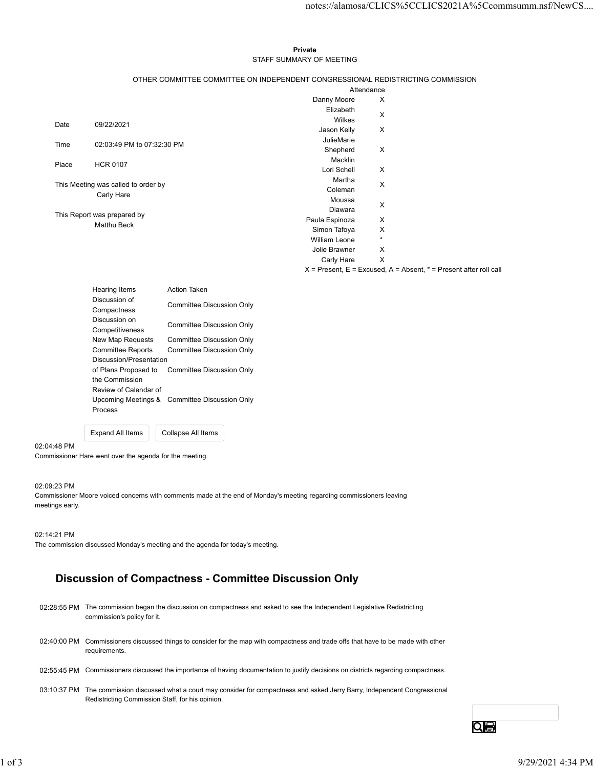**Private**

STAFF SUMMARY OF MEETING

OTHER COMMITTEE COMMITTEE ON INDEPENDENT CONGRESSIONAL REDISTRICTING COMMISSION

| | |
|---|---|
| Date | 09/22/2021 |
| Time | 02:03:49 PM to 07:32:30 PM |
| Place | HCR 0107 |

This Meeting was called to order by
Carly Hare

This Report was prepared by
Matthu Beck

| Attendance | |
|---|---|
| Danny Moore | X |
| Elizabeth Wilkes | X |
| Jason Kelly | X |
| JulieMarie Shepherd Macklin | X |
| Lori Schell | X |
| Martha Coleman | X |
| Moussa Diawara | X |
| Paula Espinoza | X |
| Simon Tafoya | X |
| William Leone | * |
| Jolie Brawner | X |
| Carly Hare | X |

X = Present, E = Excused, A = Absent, * = Present after roll call

| Hearing Items | Action Taken |
|---|---|
| Discussion of Compactness | Committee Discussion Only |
| Discussion on Competitiveness | Committee Discussion Only |
| New Map Requests | Committee Discussion Only |
| Committee Reports | Committee Discussion Only |
| Discussion/Presentation of Plans Proposed to the Commission | Committee Discussion Only |
| Review of Calendar of Upcoming Meetings & Process | Committee Discussion Only |

02:04:48 PM
Commissioner Hare went over the agenda for the meeting.

02:09:23 PM
Commissioner Moore voiced concerns with comments made at the end of Monday's meeting regarding commissioners leaving meetings early.

02:14:21 PM
The commission discussed Monday's meeting and the agenda for today's meeting.

## Discussion of Compactness - Committee Discussion Only

| | |
|---|---|
| 02:28:55 PM | The commission began the discussion on compactness and asked to see the Independent Legislative Redistricting commission's policy for it. |
| 02:40:00 PM | Commissioners discussed things to consider for the map with compactness and trade offs that have to be made with other requirements. |
| 02:55:45 PM | Commissioners discussed the importance of having documentation to justify decisions on districts regarding compactness. |
| 03:10:37 PM | The commission discussed what a court may consider for compactness and asked Jerry Barry, Independent Congressional Redistricting Commission Staff, for his opinion. |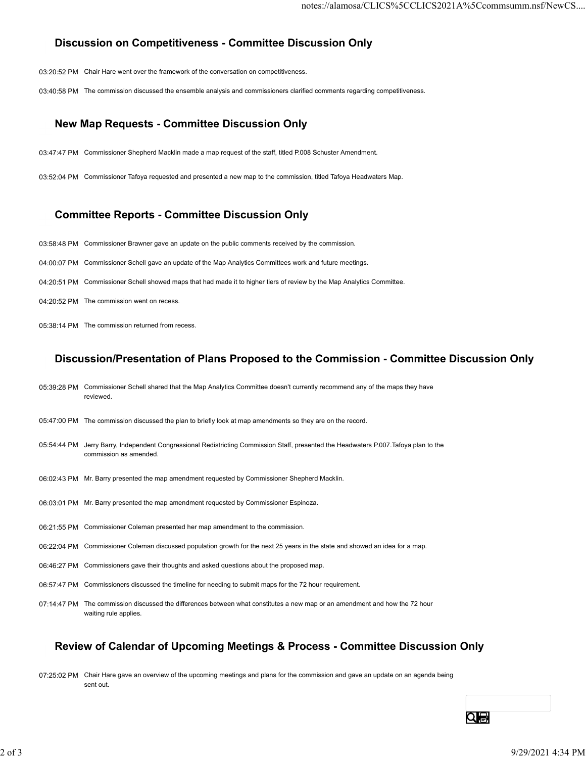## Discussion on Competitiveness - Committee Discussion Only

03:20:52 PM Chair Hare went over the framework of the conversation on competitiveness.

03:40:58 PM The commission discussed the ensemble analysis and commissioners clarified comments regarding competitiveness.

## New Map Requests - Committee Discussion Only

03:47:47 PM Commissioner Shepherd Macklin made a map request of the staff, titled P.008 Schuster Amendment.

03:52:04 PM Commissioner Tafoya requested and presented a new map to the commission, titled Tafoya Headwaters Map.

## Committee Reports - Committee Discussion Only

03:58:48 PM Commissioner Brawner gave an update on the public comments received by the commission.

04:00:07 PM Commissioner Schell gave an update of the Map Analytics Committees work and future meetings.

04:20:51 PM Commissioner Schell showed maps that had made it to higher tiers of review by the Map Analytics Committee.

04:20:52 PM The commission went on recess.

05:38:14 PM The commission returned from recess.

## Discussion/Presentation of Plans Proposed to the Commission - Committee Discussion Only

05:39:28 PM Commissioner Schell shared that the Map Analytics Committee doesn't currently recommend any of the maps they have reviewed.

05:47:00 PM The commission discussed the plan to briefly look at map amendments so they are on the record.

05:54:44 PM Jerry Barry, Independent Congressional Redistricting Commission Staff, presented the Headwaters P.007.Tafoya plan to the commission as amended.

06:02:43 PM Mr. Barry presented the map amendment requested by Commissioner Shepherd Macklin.

06:03:01 PM Mr. Barry presented the map amendment requested by Commissioner Espinoza.

06:21:55 PM Commissioner Coleman presented her map amendment to the commission.

06:22:04 PM Commissioner Coleman discussed population growth for the next 25 years in the state and showed an idea for a map.

06:46:27 PM Commissioners gave their thoughts and asked questions about the proposed map.

06:57:47 PM Commissioners discussed the timeline for needing to submit maps for the 72 hour requirement.

07:14:47 PM The commission discussed the differences between what constitutes a new map or an amendment and how the 72 hour waiting rule applies.

## Review of Calendar of Upcoming Meetings & Process - Committee Discussion Only

07:25:02 PM Chair Hare gave an overview of the upcoming meetings and plans for the commission and gave an update on an agenda being sent out.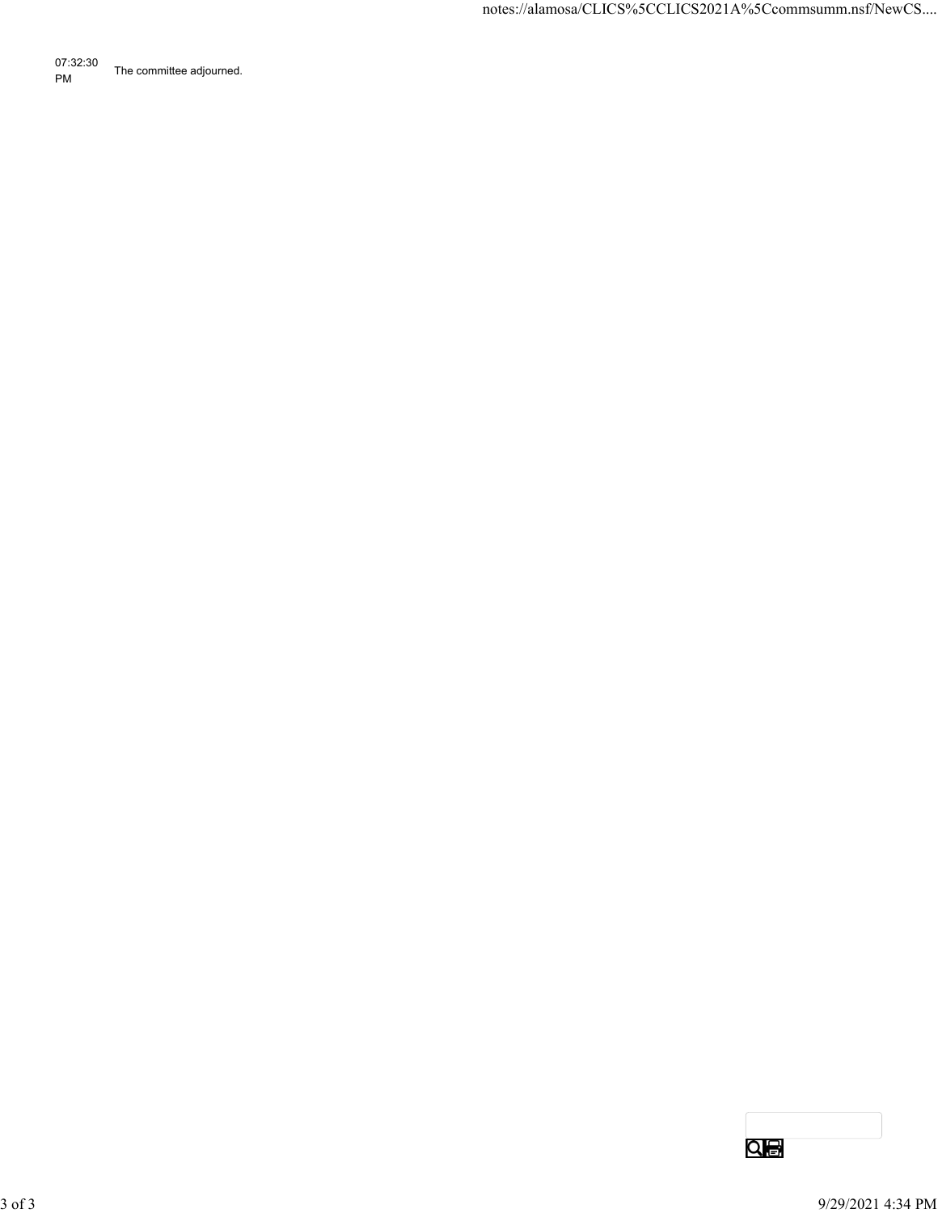| | |
|---|---|
| 07:32:30 PM | The committee adjourned. |